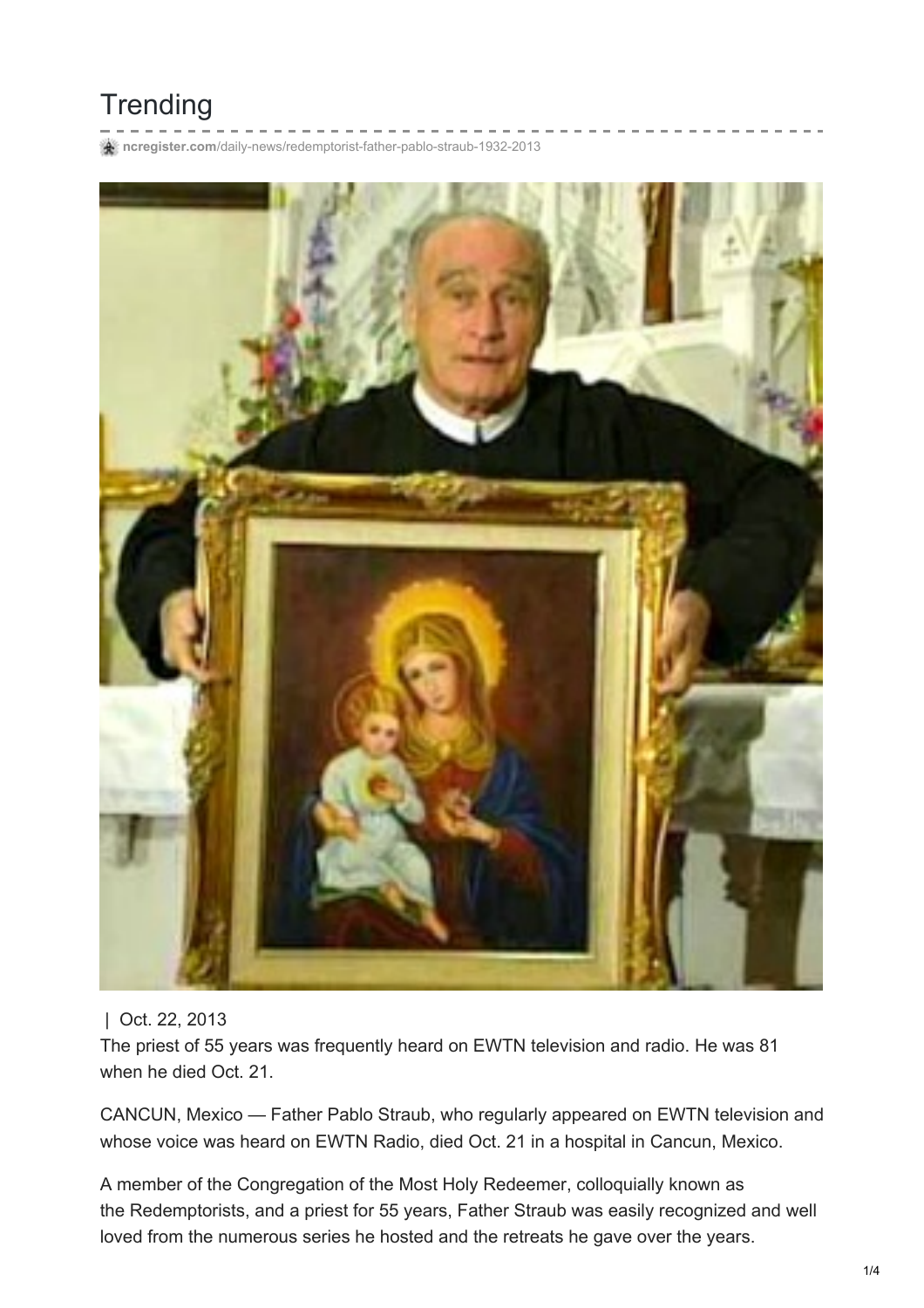# Trending

ncregister.com/daily-news/redemptorist-father-pablo-straub-1932-2013

| Oct. 22, 2013

The priest of 55 years was frequently heard on EWTN television and radio. He was 81 when he died Oct. 21.

CANCUN, Mexico — Father Pablo Straub, who regularly appeared on EWTN television and whose voice was heard on EWTN Radio, died Oct. 21 in a hospital in Cancun, Mexico.

A member of the Congregation of the Most Holy Redeemer, colloquially known as the Redemptorists, and a priest for 55 years, Father Straub was easily recognized and well loved from the numerous series he hosted and the retreats he gave over the years.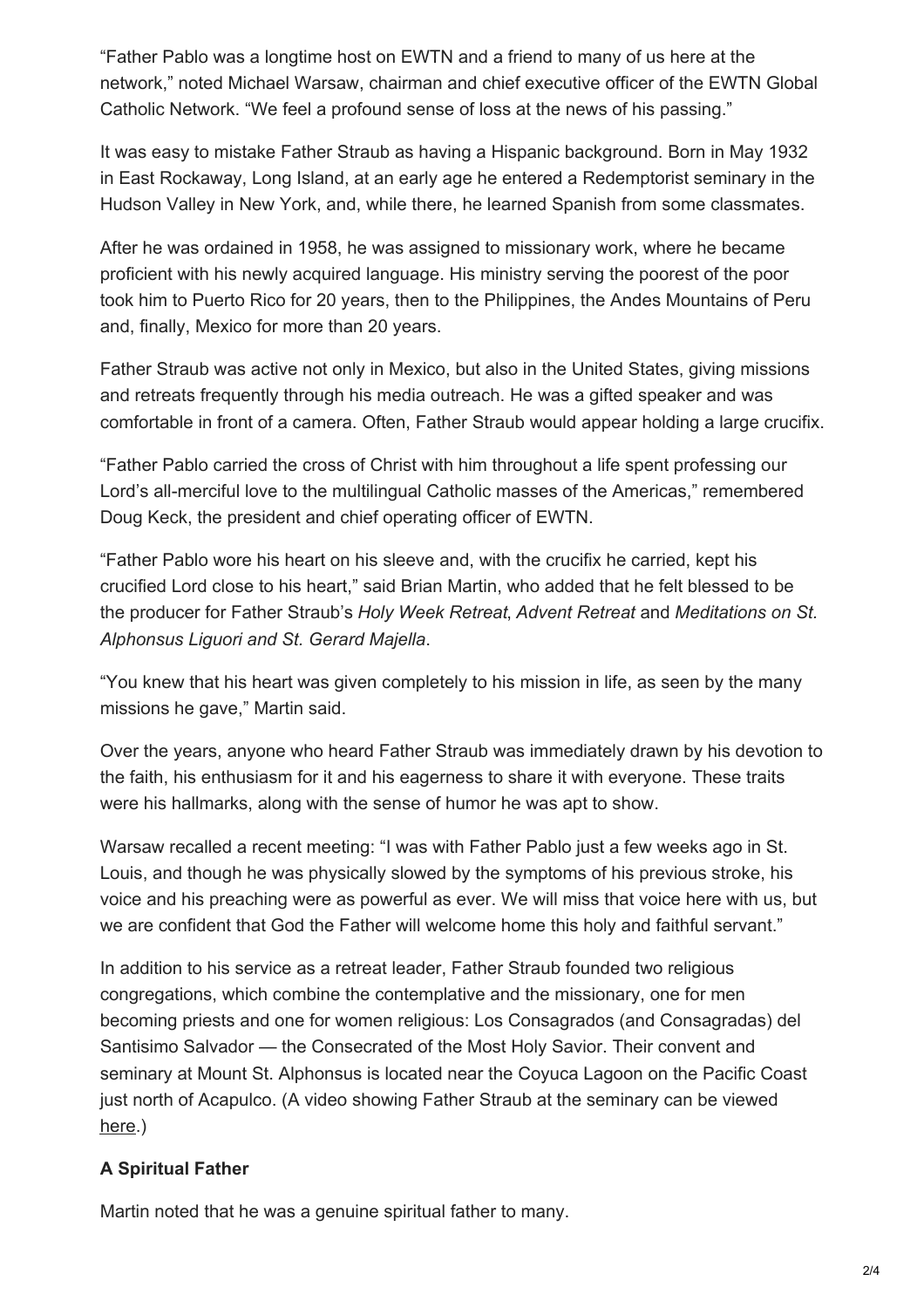"Father Pablo was a longtime host on EWTN and a friend to many of us here at the network," noted Michael Warsaw, chairman and chief executive officer of the EWTN Global Catholic Network. "We feel a profound sense of loss at the news of his passing."

It was easy to mistake Father Straub as having a Hispanic background. Born in May 1932 in East Rockaway, Long Island, at an early age he entered a Redemptorist seminary in the Hudson Valley in New York, and, while there, he learned Spanish from some classmates.

After he was ordained in 1958, he was assigned to missionary work, where he became proficient with his newly acquired language. His ministry serving the poorest of the poor took him to Puerto Rico for 20 years, then to the Philippines, the Andes Mountains of Peru and, finally, Mexico for more than 20 years.

Father Straub was active not only in Mexico, but also in the United States, giving missions and retreats frequently through his media outreach. He was a gifted speaker and was comfortable in front of a camera. Often, Father Straub would appear holding a large crucifix.

"Father Pablo carried the cross of Christ with him throughout a life spent professing our Lord's all-merciful love to the multilingual Catholic masses of the Americas," remembered Doug Keck, the president and chief operating officer of EWTN.

"Father Pablo wore his heart on his sleeve and, with the crucifix he carried, kept his crucified Lord close to his heart," said Brian Martin, who added that he felt blessed to be the producer for Father Straub's *Holy Week Retreat*, *Advent Retreat* and *Meditations on St. Alphonsus Liguori and St. Gerard Majella*.

"You knew that his heart was given completely to his mission in life, as seen by the many missions he gave," Martin said.

Over the years, anyone who heard Father Straub was immediately drawn by his devotion to the faith, his enthusiasm for it and his eagerness to share it with everyone. These traits were his hallmarks, along with the sense of humor he was apt to show.

Warsaw recalled a recent meeting: "I was with Father Pablo just a few weeks ago in St. Louis, and though he was physically slowed by the symptoms of his previous stroke, his voice and his preaching were as powerful as ever. We will miss that voice here with us, but we are confident that God the Father will welcome home this holy and faithful servant."

In addition to his service as a retreat leader, Father Straub founded two religious congregations, which combine the contemplative and the missionary, one for men becoming priests and one for women religious: Los Consagrados (and Consagradas) del Santisimo Salvador — the Consecrated of the Most Holy Savior. Their convent and seminary at Mount St. Alphonsus is located near the Coyuca Lagoon on the Pacific Coast just north of Acapulco. (A video showing Father Straub at the seminary can be viewed here.)

**A Spiritual Father**

Martin noted that he was a genuine spiritual father to many.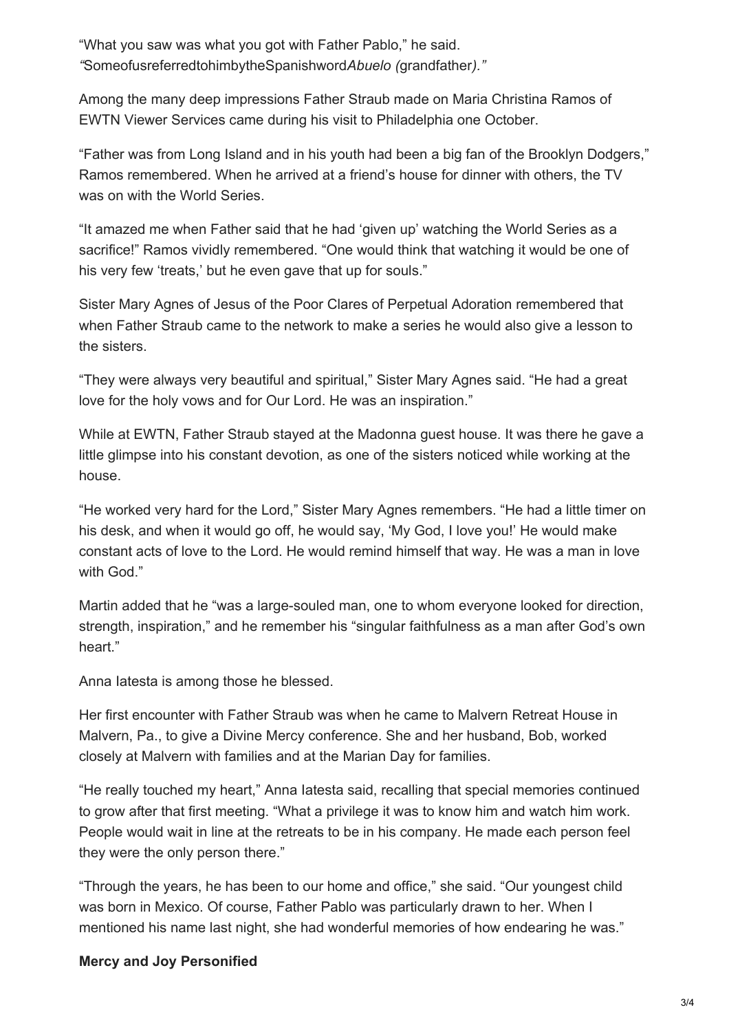"What you saw was what you got with Father Pablo," he said. *"*SomeofusreferredtohimbytheSpanishword*Abuelo (*grandfather*)."*

Among the many deep impressions Father Straub made on Maria Christina Ramos of EWTN Viewer Services came during his visit to Philadelphia one October.

"Father was from Long Island and in his youth had been a big fan of the Brooklyn Dodgers," Ramos remembered. When he arrived at a friend's house for dinner with others, the TV was on with the World Series.

"It amazed me when Father said that he had 'given up' watching the World Series as a sacrifice!" Ramos vividly remembered. "One would think that watching it would be one of his very few 'treats,' but he even gave that up for souls."

Sister Mary Agnes of Jesus of the Poor Clares of Perpetual Adoration remembered that when Father Straub came to the network to make a series he would also give a lesson to the sisters.

"They were always very beautiful and spiritual," Sister Mary Agnes said. "He had a great love for the holy vows and for Our Lord. He was an inspiration."

While at EWTN, Father Straub stayed at the Madonna guest house. It was there he gave a little glimpse into his constant devotion, as one of the sisters noticed while working at the house.

"He worked very hard for the Lord," Sister Mary Agnes remembers. "He had a little timer on his desk, and when it would go off, he would say, 'My God, I love you!' He would make constant acts of love to the Lord. He would remind himself that way. He was a man in love with God."

Martin added that he "was a large-souled man, one to whom everyone looked for direction, strength, inspiration," and he remember his "singular faithfulness as a man after God's own heart."

Anna Iatesta is among those he blessed.

Her first encounter with Father Straub was when he came to Malvern Retreat House in Malvern, Pa., to give a Divine Mercy conference. She and her husband, Bob, worked closely at Malvern with families and at the Marian Day for families.

"He really touched my heart," Anna Iatesta said, recalling that special memories continued to grow after that first meeting. "What a privilege it was to know him and watch him work. People would wait in line at the retreats to be in his company. He made each person feel they were the only person there."

"Through the years, he has been to our home and office," she said. "Our youngest child was born in Mexico. Of course, Father Pablo was particularly drawn to her. When I mentioned his name last night, she had wonderful memories of how endearing he was."

**Mercy and Joy Personified**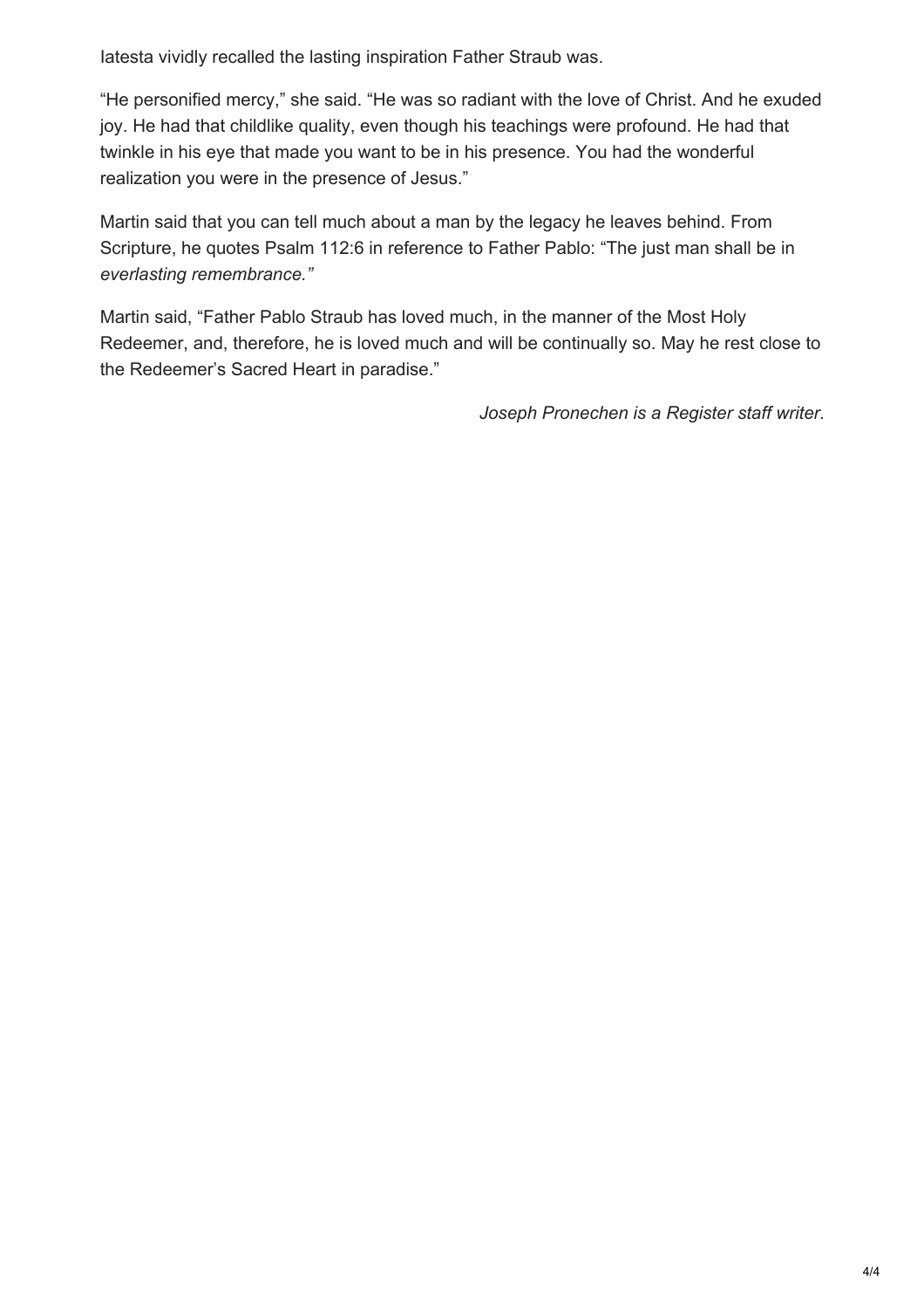Iatesta vividly recalled the lasting inspiration Father Straub was.

“He personified mercy,” she said. “He was so radiant with the love of Christ. And he exuded joy. He had that childlike quality, even though his teachings were profound. He had that twinkle in his eye that made you want to be in his presence. You had the wonderful realization you were in the presence of Jesus.”

Martin said that you can tell much about a man by the legacy he leaves behind. From Scripture, he quotes Psalm 112:6 in reference to Father Pablo: “The just man shall be in *everlasting remembrance.”*

Martin said, “Father Pablo Straub has loved much, in the manner of the Most Holy Redeemer, and, therefore, he is loved much and will be continually so. May he rest close to the Redeemer’s Sacred Heart in paradise.”

*Joseph Pronechen is a Register staff writer.*